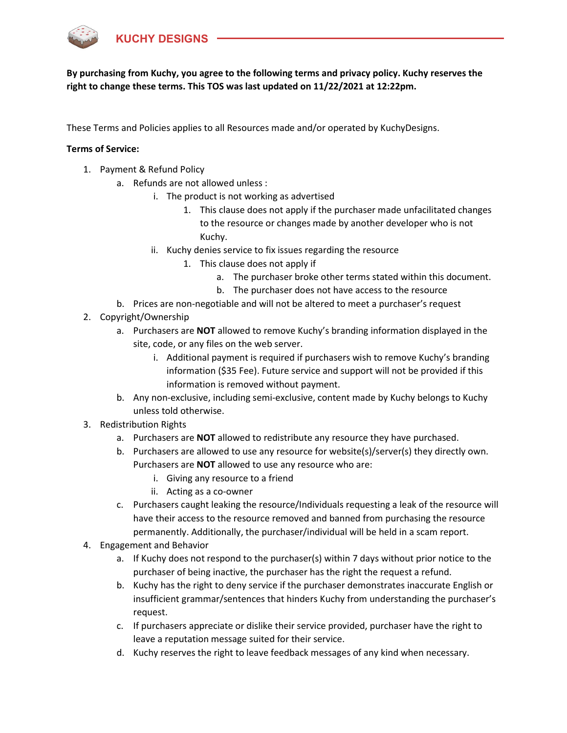# KUCHY DESIGNS

**By purchasing from Kuchy, you agree to the following terms and privacy policy. Kuchy reserves the right to change these terms. This TOS was last updated on 11/22/2021 at 12:22pm.**

These Terms and Policies applies to all Resources made and/or operated by KuchyDesigns.

**Terms of Service:**

1. Payment & Refund Policy
   a. Refunds are not allowed unless :
      i. The product is not working as advertised
         1. This clause does not apply if the purchaser made unfacilitated changes to the resource or changes made by another developer who is not Kuchy.
      ii. Kuchy denies service to fix issues regarding the resource
         1. This clause does not apply if
            a. The purchaser broke other terms stated within this document.
            b. The purchaser does not have access to the resource
   b. Prices are non-negotiable and will not be altered to meet a purchaser's request
2. Copyright/Ownership
   a. Purchasers are **NOT** allowed to remove Kuchy's branding information displayed in the site, code, or any files on the web server.
      i. Additional payment is required if purchasers wish to remove Kuchy's branding information ($35 Fee). Future service and support will not be provided if this information is removed without payment.
   b. Any non-exclusive, including semi-exclusive, content made by Kuchy belongs to Kuchy unless told otherwise.
3. Redistribution Rights
   a. Purchasers are **NOT** allowed to redistribute any resource they have purchased.
   b. Purchasers are allowed to use any resource for website(s)/server(s) they directly own. Purchasers are **NOT** allowed to use any resource who are:
      i. Giving any resource to a friend
      ii. Acting as a co-owner
   c. Purchasers caught leaking the resource/Individuals requesting a leak of the resource will have their access to the resource removed and banned from purchasing the resource permanently. Additionally, the purchaser/individual will be held in a scam report.
4. Engagement and Behavior
   a. If Kuchy does not respond to the purchaser(s) within 7 days without prior notice to the purchaser of being inactive, the purchaser has the right the request a refund.
   b. Kuchy has the right to deny service if the purchaser demonstrates inaccurate English or insufficient grammar/sentences that hinders Kuchy from understanding the purchaser's request.
   c. If purchasers appreciate or dislike their service provided, purchaser have the right to leave a reputation message suited for their service.
   d. Kuchy reserves the right to leave feedback messages of any kind when necessary.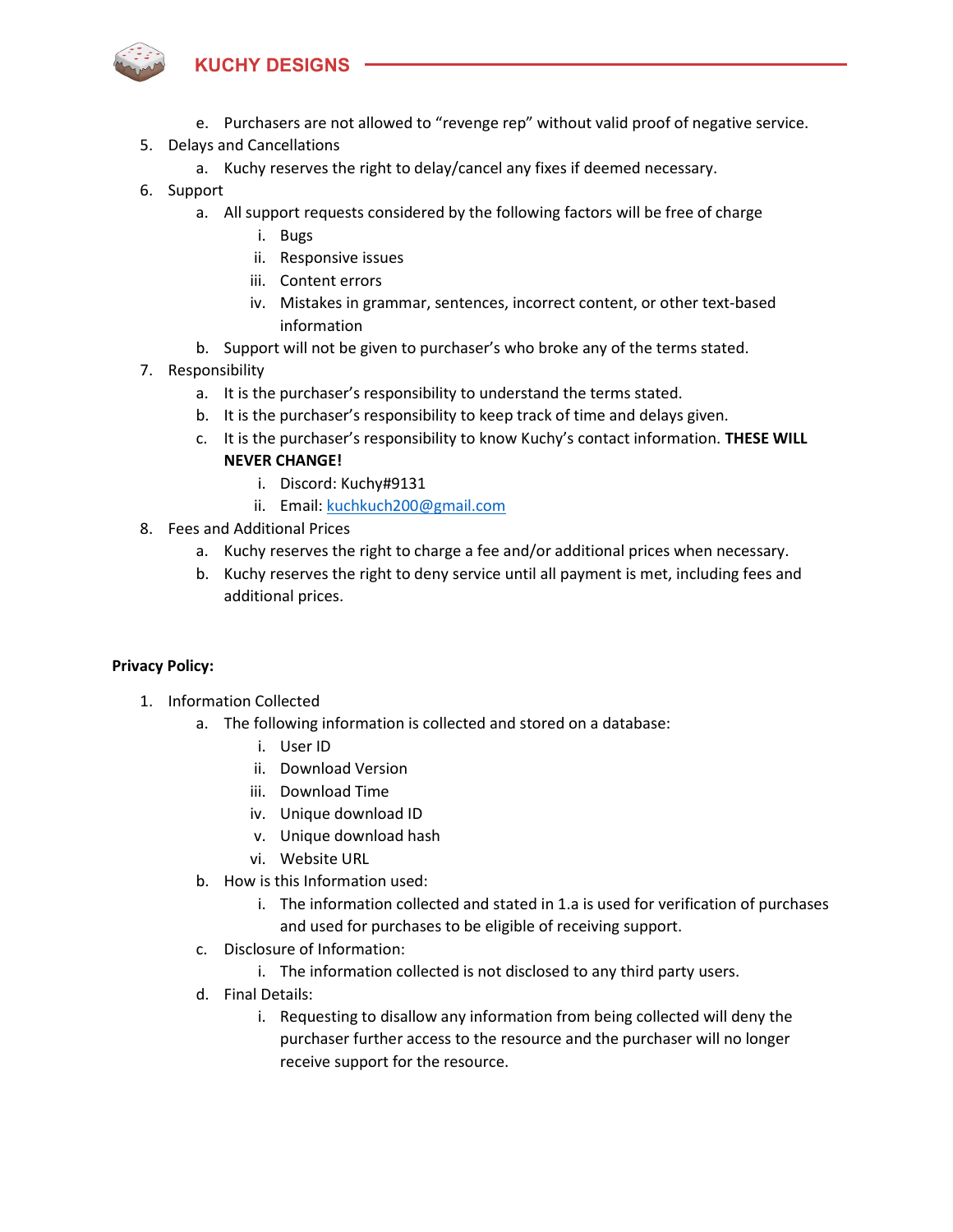e. Purchasers are not allowed to "revenge rep" without valid proof of negative service.

5. Delays and Cancellations
   a. Kuchy reserves the right to delay/cancel any fixes if deemed necessary.
6. Support
   a. All support requests considered by the following factors will be free of charge
      i. Bugs
      ii. Responsive issues
      iii. Content errors
      iv. Mistakes in grammar, sentences, incorrect content, or other text-based information
   b. Support will not be given to purchaser's who broke any of the terms stated.
7. Responsibility
   a. It is the purchaser's responsibility to understand the terms stated.
   b. It is the purchaser's responsibility to keep track of time and delays given.
   c. It is the purchaser's responsibility to know Kuchy's contact information. **THESE WILL NEVER CHANGE!**
      i. Discord: Kuchy#9131
      ii. Email: kuchkuch200@gmail.com
8. Fees and Additional Prices
   a. Kuchy reserves the right to charge a fee and/or additional prices when necessary.
   b. Kuchy reserves the right to deny service until all payment is met, including fees and additional prices.

**Privacy Policy:**

1. Information Collected
   a. The following information is collected and stored on a database:
      i. User ID
      ii. Download Version
      iii. Download Time
      iv. Unique download ID
      v. Unique download hash
      vi. Website URL
   b. How is this Information used:
      i. The information collected and stated in 1.a is used for verification of purchases and used for purchases to be eligible of receiving support.
   c. Disclosure of Information:
      i. The information collected is not disclosed to any third party users.
   d. Final Details:
      i. Requesting to disallow any information from being collected will deny the purchaser further access to the resource and the purchaser will no longer receive support for the resource.